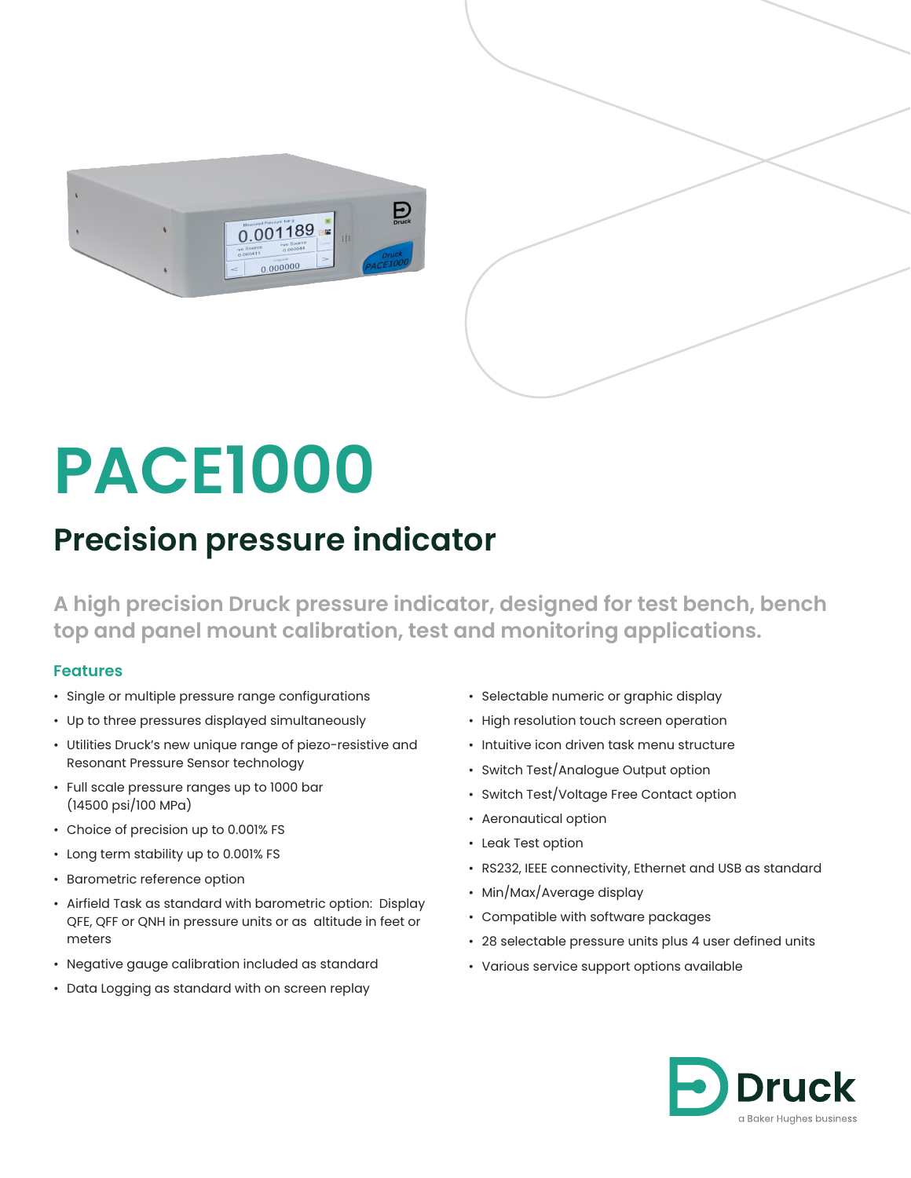# PACE1000

## Precision pressure indicator

**A high precision Druck pressure indicator, designed for test bench, bench top and panel mount calibration, test and monitoring applications.**

### Features

- Single or multiple pressure range configurations
- Up to three pressures displayed simultaneously
- Utilities Druck's new unique range of piezo-resistive and Resonant Pressure Sensor technology
- Full scale pressure ranges up to 1000 bar (14500 psi/100 MPa)
- Choice of precision up to 0.001% FS
- Long term stability up to 0.001% FS
- Barometric reference option
- Airfield Task as standard with barometric option: Display QFE, QFF or QNH in pressure units or as altitude in feet or meters
- Negative gauge calibration included as standard
- Data Logging as standard with on screen replay
- Selectable numeric or graphic display
- High resolution touch screen operation
- Intuitive icon driven task menu structure
- Switch Test/Analogue Output option
- Switch Test/Voltage Free Contact option
- Aeronautical option
- Leak Test option
- RS232, IEEE connectivity, Ethernet and USB as standard
- Min/Max/Average display
- Compatible with software packages
- 28 selectable pressure units plus 4 user defined units
- Various service support options available

Druck
a Baker Hughes business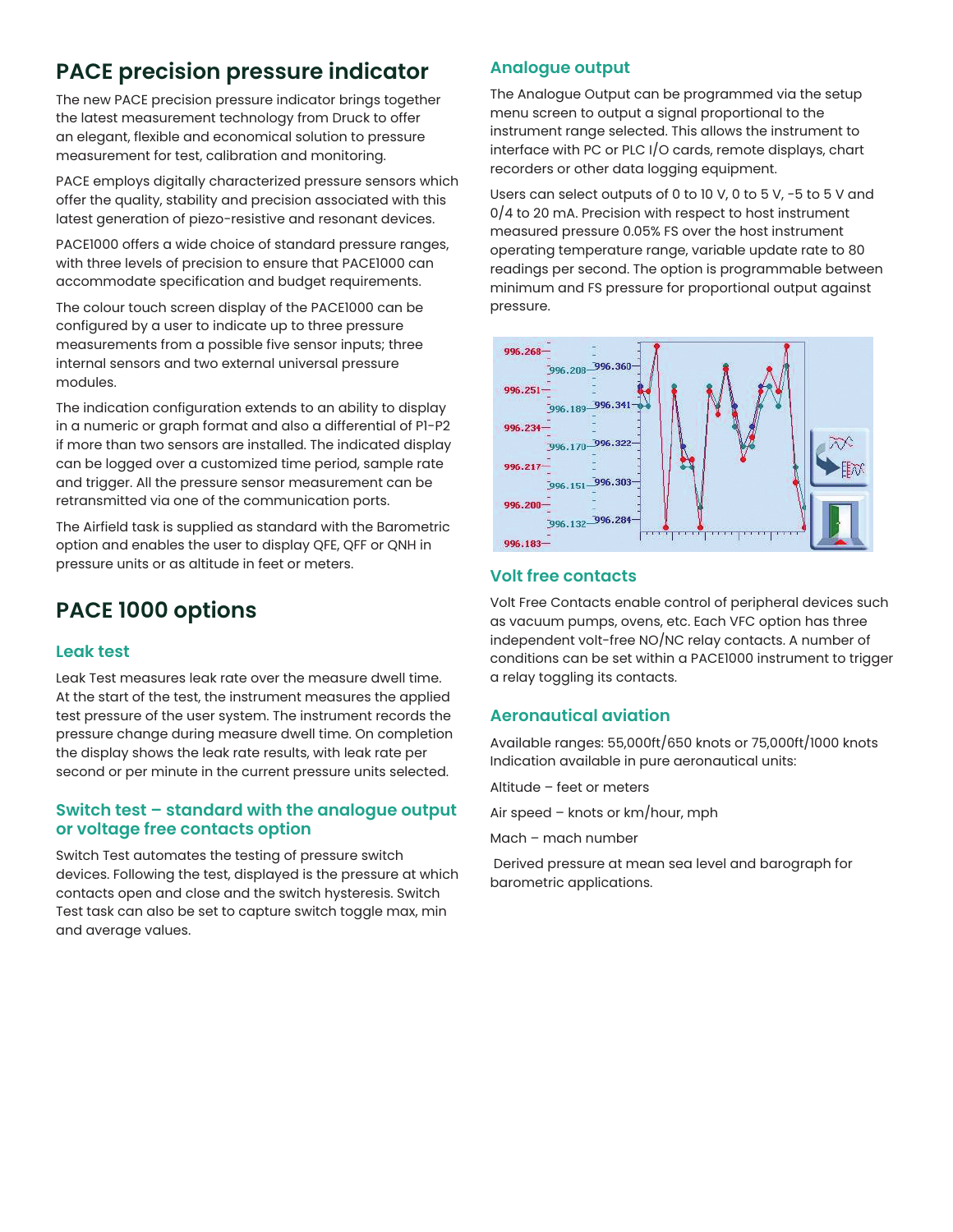# PACE precision pressure indicator

The new PACE precision pressure indicator brings together the latest measurement technology from Druck to offer an elegant, flexible and economical solution to pressure measurement for test, calibration and monitoring.

PACE employs digitally characterized pressure sensors which offer the quality, stability and precision associated with this latest generation of piezo-resistive and resonant devices.

PACE1000 offers a wide choice of standard pressure ranges, with three levels of precision to ensure that PACE1000 can accommodate specification and budget requirements.

The colour touch screen display of the PACE1000 can be configured by a user to indicate up to three pressure measurements from a possible five sensor inputs; three internal sensors and two external universal pressure modules.

The indication configuration extends to an ability to display in a numeric or graph format and also a differential of P1-P2 if more than two sensors are installed. The indicated display can be logged over a customized time period, sample rate and trigger. All the pressure sensor measurement can be retransmitted via one of the communication ports.

The Airfield task is supplied as standard with the Barometric option and enables the user to display QFE, QFF or QNH in pressure units or as altitude in feet or meters.

# PACE 1000 options

## Leak test

Leak Test measures leak rate over the measure dwell time. At the start of the test, the instrument measures the applied test pressure of the user system. The instrument records the pressure change during measure dwell time. On completion the display shows the leak rate results, with leak rate per second or per minute in the current pressure units selected.

## Switch test – standard with the analogue output or voltage free contacts option

Switch Test automates the testing of pressure switch devices. Following the test, displayed is the pressure at which contacts open and close and the switch hysteresis. Switch Test task can also be set to capture switch toggle max, min and average values.

## Analogue output

The Analogue Output can be programmed via the setup menu screen to output a signal proportional to the instrument range selected. This allows the instrument to interface with PC or PLC I/O cards, remote displays, chart recorders or other data logging equipment.

Users can select outputs of 0 to 10 V, 0 to 5 V, -5 to 5 V and 0/4 to 20 mA. Precision with respect to host instrument measured pressure 0.05% FS over the host instrument operating temperature range, variable update rate to 80 readings per second. The option is programmable between minimum and FS pressure for proportional output against pressure.

## Volt free contacts

Volt Free Contacts enable control of peripheral devices such as vacuum pumps, ovens, etc. Each VFC option has three independent volt-free NO/NC relay contacts. A number of conditions can be set within a PACE1000 instrument to trigger a relay toggling its contacts.

## Aeronautical aviation

Available ranges: 55,000ft/650 knots or 75,000ft/1000 knots Indication available in pure aeronautical units:

Altitude – feet or meters

Air speed – knots or km/hour, mph

Mach – mach number

Derived pressure at mean sea level and barograph for barometric applications.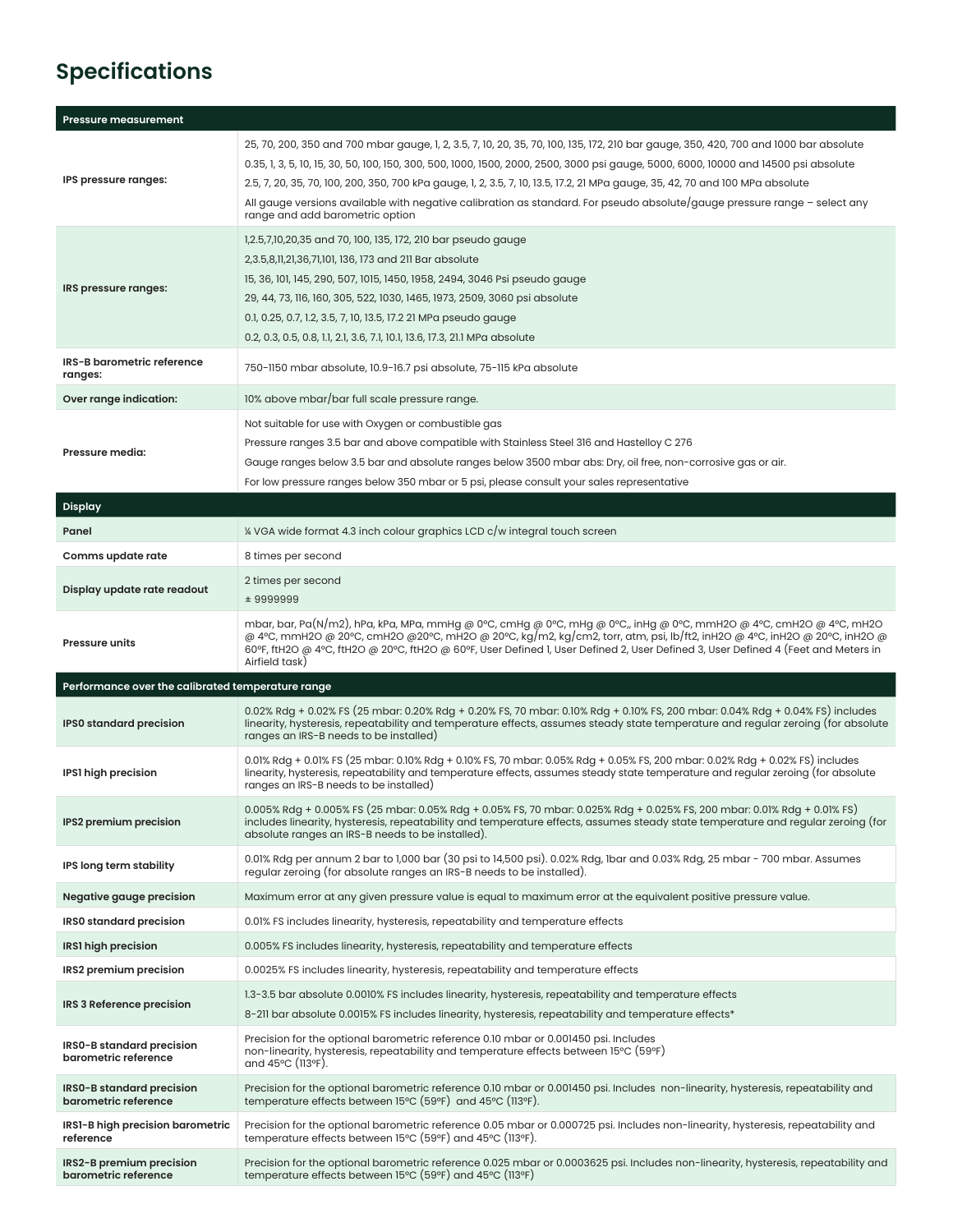# Specifications

| Pressure measurement | |
|---|---|
| **IPS pressure ranges:** | 25, 70, 200, 350 and 700 mbar gauge, 1, 2, 3.5, 7, 10, 20, 35, 70, 100, 135, 172, 210 bar gauge, 350, 420, 700 and 1000 bar absolute<br>0.35, 1, 3, 5, 10, 15, 30, 50, 100, 150, 300, 500, 1000, 1500, 2000, 2500, 3000 psi gauge, 5000, 6000, 10000 and 14500 psi absolute<br>2.5, 7, 20, 35, 70, 100, 200, 350, 700 kPa gauge, 1, 2, 3.5, 7, 10, 13.5, 17.2, 21 MPa gauge, 35, 42, 70 and 100 MPa absolute<br>All gauge versions available with negative calibration as standard. For pseudo absolute/gauge pressure range – select any range and add barometric option |
| **IRS pressure ranges:** | 1,2.5,7,10,20,35 and 70, 100, 135, 172, 210 bar pseudo gauge<br>2,3.5,8,11,21,36,71,101, 136, 173 and 211 Bar absolute<br>15, 36, 101, 145, 290, 507, 1015, 1450, 1958, 2494, 3046 Psi pseudo gauge<br>29, 44, 73, 116, 160, 305, 522, 1030, 1465, 1973, 2509, 3060 psi absolute<br>0.1, 0.25, 0.7, 1.2, 3.5, 7, 10, 13.5, 17.2 21 MPa pseudo gauge<br>0.2, 0.3, 0.5, 0.8, 1.1, 2.1, 3.6, 7.1, 10.1, 13.6, 17.3, 21.1 MPa absolute |
| **IRS-B barometric reference ranges:** | 750-1150 mbar absolute, 10.9-16.7 psi absolute, 75-115 kPa absolute |
| **Over range indication:** | 10% above mbar/bar full scale pressure range. |
| **Pressure media:** | Not suitable for use with Oxygen or combustible gas<br>Pressure ranges 3.5 bar and above compatible with Stainless Steel 316 and Hastelloy C 276<br>Gauge ranges below 3.5 bar and absolute ranges below 3500 mbar abs: Dry, oil free, non-corrosive gas or air.<br>For low pressure ranges below 350 mbar or 5 psi, please consult your sales representative |
| **Display** | |
| **Panel** | ¼ VGA wide format 4.3 inch colour graphics LCD c/w integral touch screen |
| **Comms update rate** | 8 times per second |
| **Display update rate readout** | 2 times per second<br>± 9999999 |
| **Pressure units** | mbar, bar, Pa(N/m2), hPa, kPa, MPa, mmHg @ 0ºC, cmHg @ 0ºC, mHg @ 0ºC,, inHg @ 0ºC, mmH2O @ 4ºC, cmH2O @ 4ºC, mH2O @ 4ºC, mmH2O @ 20ºC, cmH2O @20ºC, mH2O @ 20ºC, kg/m2, kg/cm2, torr, atm, psi, lb/ft2, inH2O @ 4ºC, inH2O @ 20ºC, inH2O @ 60ºF, ftH2O @ 4ºC, ftH2O @ 20ºC, ftH2O @ 60ºF, User Defined 1, User Defined 2, User Defined 3, User Defined 4 (Feet and Meters in Airfield task) |
| **Performance over the calibrated temperature range** | |
| **IPS0 standard precision** | 0.02% Rdg + 0.02% FS (25 mbar: 0.20% Rdg + 0.20% FS, 70 mbar: 0.10% Rdg + 0.10% FS, 200 mbar: 0.04% Rdg + 0.04% FS) includes linearity, hysteresis, repeatability and temperature effects, assumes steady state temperature and regular zeroing (for absolute ranges an IRS-B needs to be installed) |
| **IPS1 high precision** | 0.01% Rdg + 0.01% FS (25 mbar: 0.10% Rdg + 0.10% FS, 70 mbar: 0.05% Rdg + 0.05% FS, 200 mbar: 0.02% Rdg + 0.02% FS) includes linearity, hysteresis, repeatability and temperature effects, assumes steady state temperature and regular zeroing (for absolute ranges an IRS-B needs to be installed) |
| **IPS2 premium precision** | 0.005% Rdg + 0.005% FS (25 mbar: 0.05% Rdg + 0.05% FS, 70 mbar: 0.025% Rdg + 0.025% FS, 200 mbar: 0.01% Rdg + 0.01% FS) includes linearity, hysteresis, repeatability and temperature effects, assumes steady state temperature and regular zeroing (for absolute ranges an IRS-B needs to be installed). |
| **IPS long term stability** | 0.01% Rdg per annum 2 bar to 1,000 bar (30 psi to 14,500 psi). 0.02% Rdg, 1bar and 0.03% Rdg, 25 mbar - 700 mbar. Assumes regular zeroing (for absolute ranges an IRS-B needs to be installed). |
| **Negative gauge precision** | Maximum error at any given pressure value is equal to maximum error at the equivalent positive pressure value. |
| **IRS0 standard precision** | 0.01% FS includes linearity, hysteresis, repeatability and temperature effects |
| **IRS1 high precision** | 0.005% FS includes linearity, hysteresis, repeatability and temperature effects |
| **IRS2 premium precision** | 0.0025% FS includes linearity, hysteresis, repeatability and temperature effects |
| **IRS 3 Reference precision** | 1.3-3.5 bar absolute 0.0010% FS includes linearity, hysteresis, repeatability and temperature effects<br>8-211 bar absolute 0.0015% FS includes linearity, hysteresis, repeatability and temperature effects* |
| **IRS0-B standard precision barometric reference** | Precision for the optional barometric reference 0.10 mbar or 0.001450 psi. Includes non-linearity, hysteresis, repeatability and temperature effects between 15ºC (59ºF) and 45ºC (113ºF). |
| **IRS0-B standard precision barometric reference** | Precision for the optional barometric reference 0.10 mbar or 0.001450 psi. Includes non-linearity, hysteresis, repeatability and temperature effects between 15ºC (59ºF) and 45ºC (113ºF). |
| **IRS1-B high precision barometric reference** | Precision for the optional barometric reference 0.05 mbar or 0.000725 psi. Includes non-linearity, hysteresis, repeatability and temperature effects between 15ºC (59ºF) and 45ºC (113ºF). |
| **IRS2-B premium precision barometric reference** | Precision for the optional barometric reference 0.025 mbar or 0.0003625 psi. Includes non-linearity, hysteresis, repeatability and temperature effects between 15ºC (59ºF) and 45ºC (113ºF) |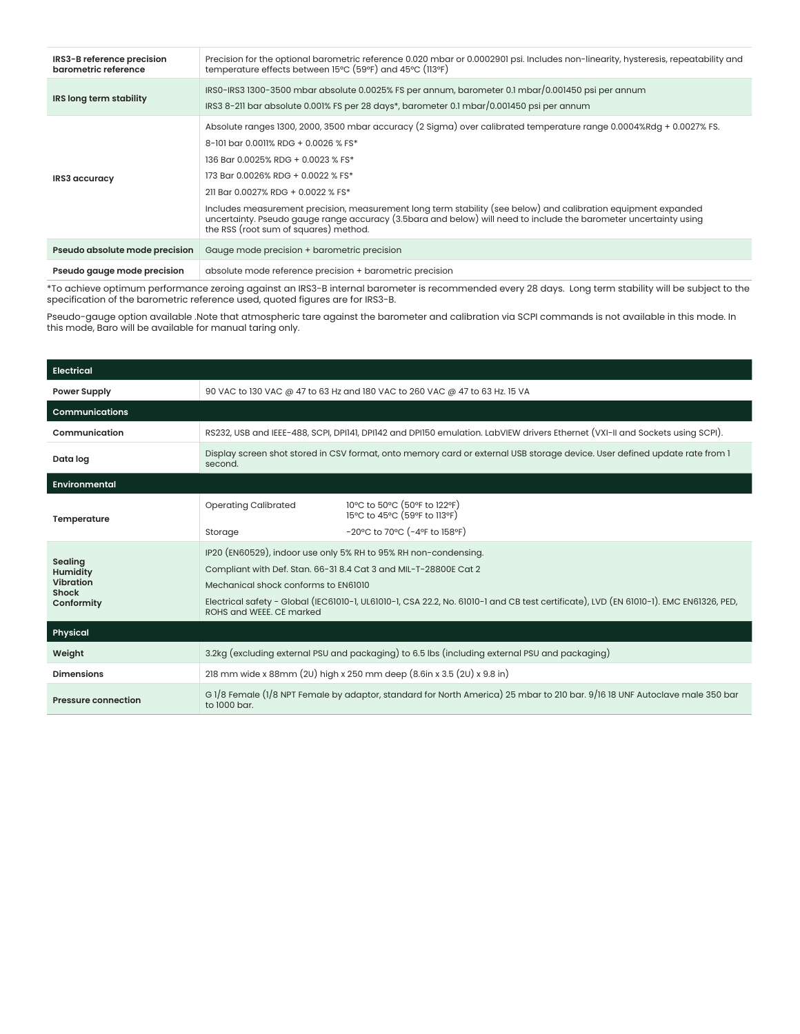| | |
|---|---|
| **IRS3-B reference precision barometric reference** | Precision for the optional barometric reference 0.020 mbar or 0.0002901 psi. Includes non-linearity, hysteresis, repeatability and temperature effects between 15ºC (59ºF) and 45ºC (113ºF) |
| **IRS long term stability** | IRS0-IRS3 1300-3500 mbar absolute 0.0025% FS per annum, barometer 0.1 mbar/0.001450 psi per annum<br>IRS3 8-211 bar absolute 0.001% FS per 28 days*, barometer 0.1 mbar/0.001450 psi per annum |
| **IRS3 accuracy** | Absolute ranges 1300, 2000, 3500 mbar accuracy (2 Sigma) over calibrated temperature range 0.0004%Rdg + 0.0027% FS.<br>8-101 bar 0.0011% RDG + 0.0026 % FS*<br>136 Bar 0.0025% RDG + 0.0023 % FS*<br>173 Bar 0.0026% RDG + 0.0022 % FS*<br>211 Bar 0.0027% RDG + 0.0022 % FS*<br>Includes measurement precision, measurement long term stability (see below) and calibration equipment expanded uncertainty. Pseudo gauge range accuracy (3.5bara and below) will need to include the barometer uncertainty using the RSS (root sum of squares) method. |
| **Pseudo absolute mode precision** | Gauge mode precision + barometric precision |
| **Pseudo gauge mode precision** | absolute mode reference precision + barometric precision |

*To achieve optimum performance zeroing against an IRS3-B internal barometer is recommended every 28 days. Long term stability will be subject to the specification of the barometric reference used, quoted figures are for IRS3-B.

Pseudo-gauge option available .Note that atmospheric tare against the barometer and calibration via SCPI commands is not available in this mode. In this mode, Baro will be available for manual taring only.

| **Electrical** | | |
|---|---|---|
| **Power Supply** | 90 VAC to 130 VAC @ 47 to 63 Hz and 180 VAC to 260 VAC @ 47 to 63 Hz. 15 VA | |
| **Communications** | | |
| **Communication** | RS232, USB and IEEE-488, SCPI, DPI141, DPI142 and DPI150 emulation. LabVIEW drivers Ethernet (VXI-II and Sockets using SCPI). | |
| **Data log** | Display screen shot stored in CSV format, onto memory card or external USB storage device. User defined update rate from 1 second. | |
| **Environmental** | | |
| **Temperature** | Operating Calibrated | 10ºC to 50ºC (50ºF to 122ºF)<br>15ºC to 45ºC (59ºF to 113ºF) |
| | Storage | -20ºC to 70ºC (-4ºF to 158ºF) |
| **Sealing**<br>**Humidity**<br>**Vibration**<br>**Shock**<br>**Conformity** | IP20 (EN60529), indoor use only 5% RH to 95% RH non-condensing.<br>Compliant with Def. Stan. 66-31 8.4 Cat 3 and MIL-T-28800E Cat 2<br>Mechanical shock conforms to EN61010<br>Electrical safety - Global (IEC61010-1, UL61010-1, CSA 22.2, No. 61010-1 and CB test certificate), LVD (EN 61010-1). EMC EN61326, PED, ROHS and WEEE. CE marked | |
| **Physical** | | |
| **Weight** | 3.2kg (excluding external PSU and packaging) to 6.5 lbs (including external PSU and packaging) | |
| **Dimensions** | 218 mm wide x 88mm (2U) high x 250 mm deep (8.6in x 3.5 (2U) x 9.8 in) | |
| **Pressure connection** | G 1/8 Female (1/8 NPT Female by adaptor, standard for North America) 25 mbar to 210 bar. 9/16 18 UNF Autoclave male 350 bar to 1000 bar. | |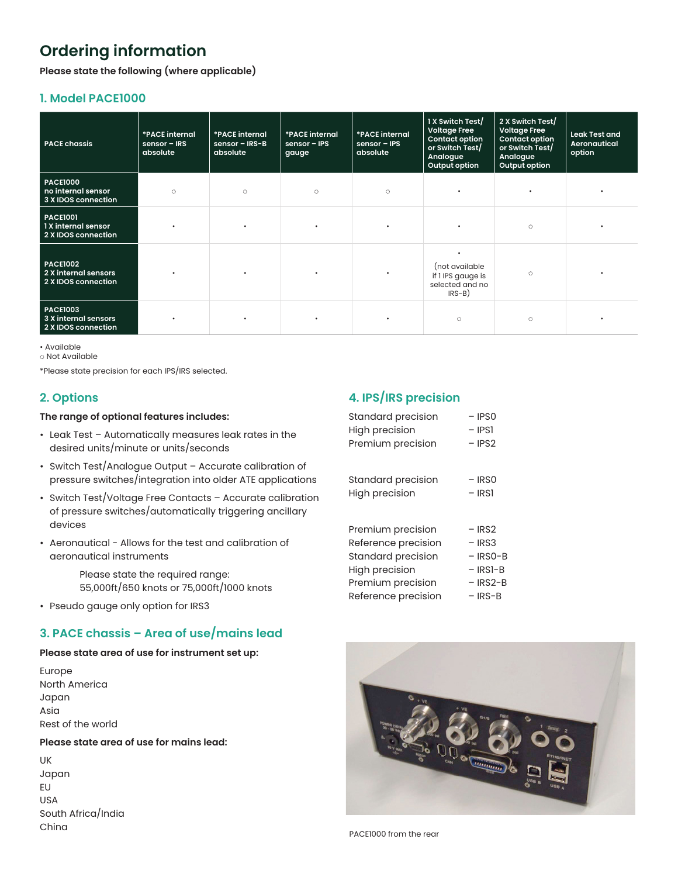# Ordering information

**Please state the following (where applicable)**

## 1. Model PACE1000

| PACE chassis | *PACE internal sensor – IRS absolute | *PACE internal sensor – IRS-B absolute | *PACE internal sensor – IPS gauge | *PACE internal sensor – IPS absolute | 1 X Switch Test/ Voltage Free Contact option or Switch Test/ Analogue Output option | 2 X Switch Test/ Voltage Free Contact option or Switch Test/ Analogue Output option | Leak Test and Aeronautical option |
|---|---|---|---|---|---|---|---|
| **PACE1000** no internal sensor 3 X IDOS connection | ○ | ○ | ○ | ○ | • | • | • |
| **PACE1001** 1 X internal sensor 2 X IDOS connection | • | • | • | • | • | ○ | • |
| **PACE1002** 2 X internal sensors 2 X IDOS connection | • | • | • | • | • (not available if 1 IPS gauge is selected and no IRS-B) | ○ | • |
| **PACE1003** 3 X internal sensors 2 X IDOS connection | • | • | • | • | ○ | ○ | • |

• Available
○ Not Available

*Please state precision for each IPS/IRS selected.

## 2. Options

**The range of optional features includes:**

- Leak Test – Automatically measures leak rates in the desired units/minute or units/seconds
- Switch Test/Analogue Output – Accurate calibration of pressure switches/integration into older ATE applications
- Switch Test/Voltage Free Contacts – Accurate calibration of pressure switches/automatically triggering ancillary devices
- Aeronautical - Allows for the test and calibration of aeronautical instruments

  Please state the required range:
  55,000ft/650 knots or 75,000ft/1000 knots
- Pseudo gauge only option for IRS3

## 3. PACE chassis – Area of use/mains lead

**Please state area of use for instrument set up:**

Europe
North America
Japan
Asia
Rest of the world

**Please state area of use for mains lead:**

UK
Japan
EU
USA
South Africa/India
China

## 4. IPS/IRS precision

Standard precision – IPS0
High precision – IPS1
Premium precision – IPS2

Standard precision – IRS0
High precision – IRS1

Premium precision – IRS2
Reference precision – IRS3
Standard precision – IRS0-B
High precision – IRS1-B
Premium precision – IRS2-B
Reference precision – IRS-B

PACE1000 from the rear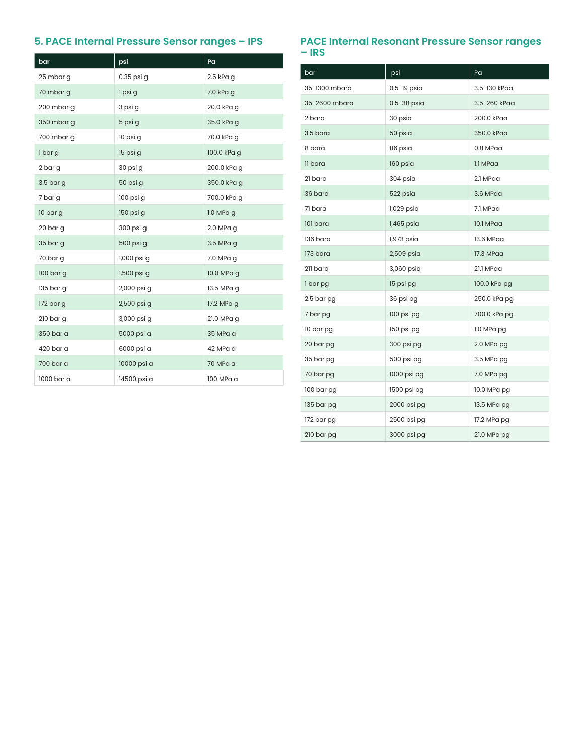## 5. PACE Internal Pressure Sensor ranges – IPS

| bar | psi | Pa |
|---|---|---|
| 25 mbar g | 0.35 psi g | 2.5 kPa g |
| 70 mbar g | 1 psi g | 7.0 kPa g |
| 200 mbar g | 3 psi g | 20.0 kPa g |
| 350 mbar g | 5 psi g | 35.0 kPa g |
| 700 mbar g | 10 psi g | 70.0 kPa g |
| 1 bar g | 15 psi g | 100.0 kPa g |
| 2 bar g | 30 psi g | 200.0 kPa g |
| 3.5 bar g | 50 psi g | 350.0 kPa g |
| 7 bar g | 100 psi g | 700.0 kPa g |
| 10 bar g | 150 psi g | 1.0 MPa g |
| 20 bar g | 300 psi g | 2.0 MPa g |
| 35 bar g | 500 psi g | 3.5 MPa g |
| 70 bar g | 1,000 psi g | 7.0 MPa g |
| 100 bar g | 1,500 psi g | 10.0 MPa g |
| 135 bar g | 2,000 psi g | 13.5 MPa g |
| 172 bar g | 2,500 psi g | 17.2 MPa g |
| 210 bar g | 3,000 psi g | 21.0 MPa g |
| 350 bar a | 5000 psi a | 35 MPa a |
| 420 bar a | 6000 psi a | 42 MPa a |
| 700 bar a | 10000 psi a | 70 MPa a |
| 1000 bar a | 14500 psi a | 100 MPa a |

## PACE Internal Resonant Pressure Sensor ranges – IRS

| bar | psi | Pa |
|---|---|---|
| 35-1300 mbara | 0.5-19 psia | 3.5-130 kPaa |
| 35-2600 mbara | 0.5-38 psia | 3.5-260 kPaa |
| 2 bara | 30 psia | 200.0 kPaa |
| 3.5 bara | 50 psia | 350.0 kPaa |
| 8 bara | 116 psia | 0.8 MPaa |
| 11 bara | 160 psia | 1.1 MPaa |
| 21 bara | 304 psia | 2.1 MPaa |
| 36 bara | 522 psia | 3.6 MPaa |
| 71 bara | 1,029 psia | 7.1 MPaa |
| 101 bara | 1,465 psia | 10.1 MPaa |
| 136 bara | 1,973 psia | 13.6 MPaa |
| 173 bara | 2,509 psia | 17.3 MPaa |
| 211 bara | 3,060 psia | 21.1 MPaa |
| 1 bar pg | 15 psi pg | 100.0 kPa pg |
| 2.5 bar pg | 36 psi pg | 250.0 kPa pg |
| 7 bar pg | 100 psi pg | 700.0 kPa pg |
| 10 bar pg | 150 psi pg | 1.0 MPa pg |
| 20 bar pg | 300 psi pg | 2.0 MPa pg |
| 35 bar pg | 500 psi pg | 3.5 MPa pg |
| 70 bar pg | 1000 psi pg | 7.0 MPa pg |
| 100 bar pg | 1500 psi pg | 10.0 MPa pg |
| 135 bar pg | 2000 psi pg | 13.5 MPa pg |
| 172 bar pg | 2500 psi pg | 17.2 MPa pg |
| 210 bar pg | 3000 psi pg | 21.0 MPa pg |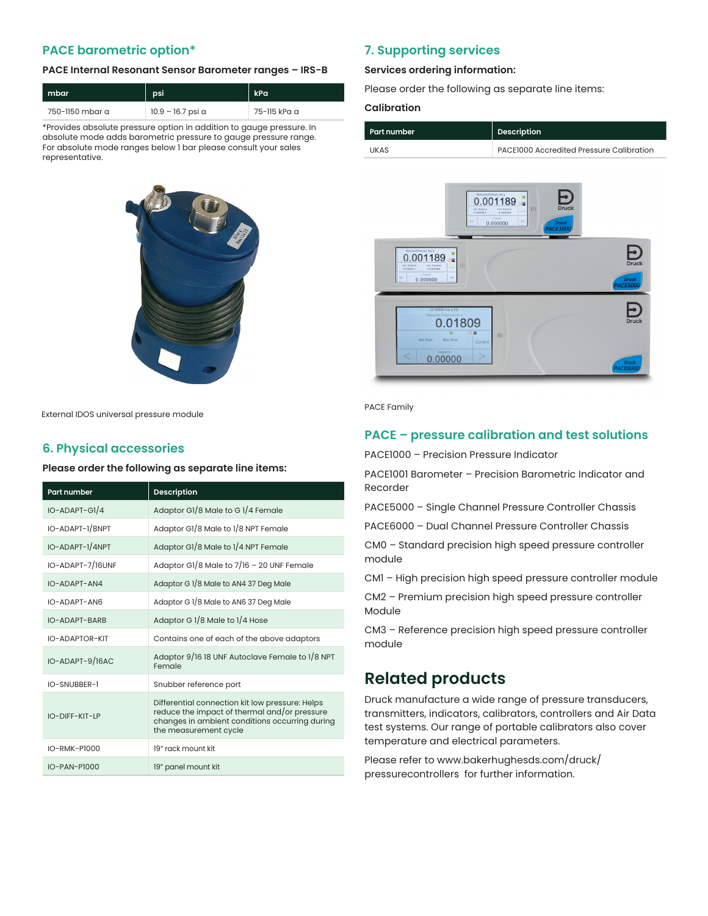## PACE barometric option*

### PACE Internal Resonant Sensor Barometer ranges – IRS-B

| mbar | psi | kPa |
|---|---|---|
| 750-1150 mbar a | 10.9 – 16.7 psi a | 75-115 kPa a |

*Provides absolute pressure option in addition to gauge pressure. In absolute mode adds barometric pressure to gauge pressure range. For absolute mode ranges below 1 bar please consult your sales representative.

External IDOS universal pressure module

## 6. Physical accessories

**Please order the following as separate line items:**

| Part number | Description |
|---|---|
| IO-ADAPT-G1/4 | Adaptor G1/8 Male to G 1/4 Female |
| IO-ADAPT-1/8NPT | Adaptor G1/8 Male to 1/8 NPT Female |
| IO-ADAPT-1/4NPT | Adaptor G1/8 Male to 1/4 NPT Female |
| IO-ADAPT-7/16UNF | Adaptor G1/8 Male to 7/16 – 20 UNF Female |
| IO-ADAPT-AN4 | Adaptor G 1/8 Male to AN4 37 Deg Male |
| IO-ADAPT-AN6 | Adaptor G 1/8 Male to AN6 37 Deg Male |
| IO-ADAPT-BARB | Adaptor G 1/8 Male to 1/4 Hose |
| IO-ADAPTOR-KIT | Contains one of each of the above adaptors |
| IO-ADAPT-9/16AC | Adaptor 9/16 18 UNF Autoclave Female to 1/8 NPT Female |
| IO-SNUBBER-1 | Snubber reference port |
| IO-DIFF-KIT-LP | Differential connection kit low pressure: Helps reduce the impact of thermal and/or pressure changes in ambient conditions occurring during the measurement cycle |
| IO-RMK-P1000 | 19" rack mount kit |
| IO-PAN-P1000 | 19" panel mount kit |

## 7. Supporting services

**Services ordering information:**

Please order the following as separate line items:

**Calibration**

| Part number | Description |
|---|---|
| UKAS | PACE1000 Accredited Pressure Calibration |

PACE Family

## PACE – pressure calibration and test solutions

PACE1000 – Precision Pressure Indicator

PACE1001 Barometer – Precision Barometric Indicator and Recorder

PACE5000 – Single Channel Pressure Controller Chassis

PACE6000 – Dual Channel Pressure Controller Chassis

CM0 – Standard precision high speed pressure controller module

CM1 – High precision high speed pressure controller module

CM2 – Premium precision high speed pressure controller Module

CM3 – Reference precision high speed pressure controller module

# Related products

Druck manufacture a wide range of pressure transducers, transmitters, indicators, calibrators, controllers and Air Data test systems. Our range of portable calibrators also cover temperature and electrical parameters.

Please refer to www.bakerhughesds.com/druck/pressurecontrollers for further information.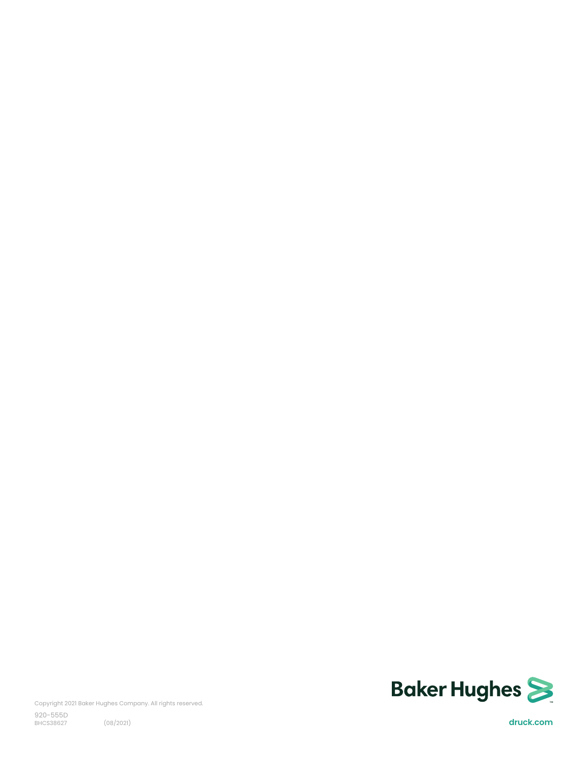Copyright 2021 Baker Hughes Company. All rights reserved.

920-555D
BHCS38627 (08/2021)

Baker Hughes

druck.com